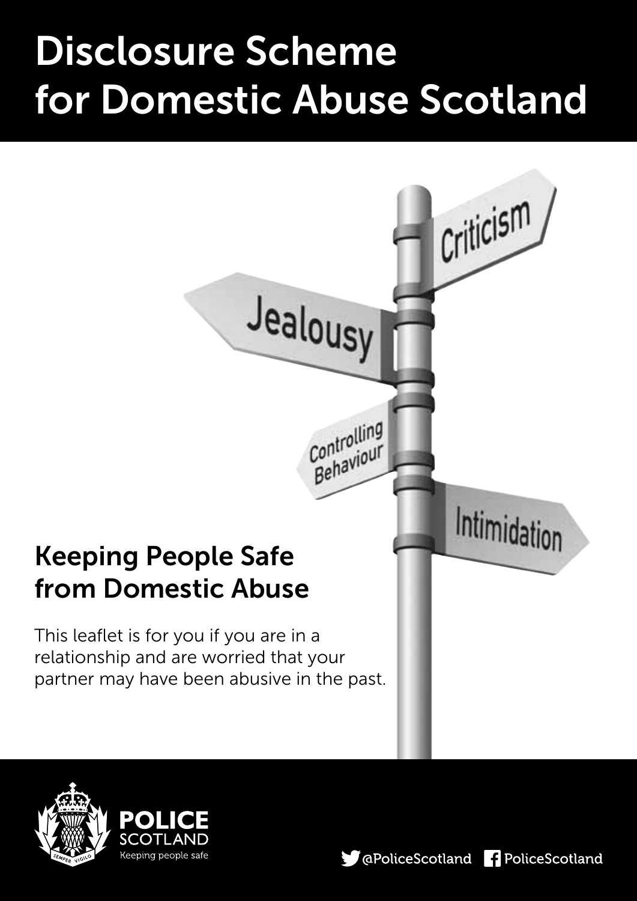# Disclosure Scheme for Domestic Abuse Scotland

Criticism

Jealousy

Controlling Behaviour

Intimidation

## Keeping People Safe from Domestic Abuse

This leaflet is for you if you are in a relationship and are worried that your partner may have been abusive in the past.

POLICE SCOTLAND
Keeping people safe

@PoliceScotland PoliceScotland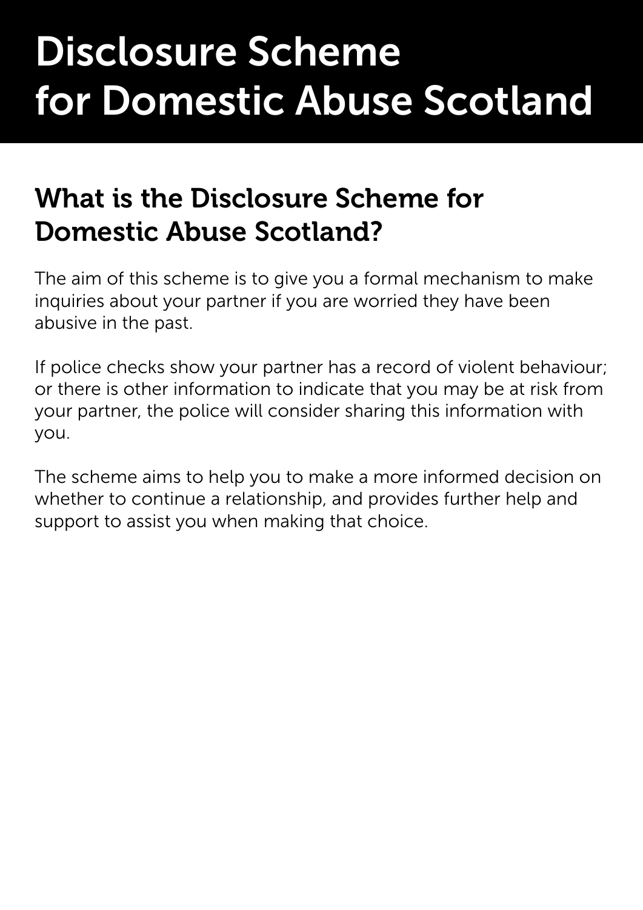# Disclosure Scheme for Domestic Abuse Scotland

## What is the Disclosure Scheme for Domestic Abuse Scotland?

The aim of this scheme is to give you a formal mechanism to make inquiries about your partner if you are worried they have been abusive in the past.

If police checks show your partner has a record of violent behaviour; or there is other information to indicate that you may be at risk from your partner, the police will consider sharing this information with you.

The scheme aims to help you to make a more informed decision on whether to continue a relationship, and provides further help and support to assist you when making that choice.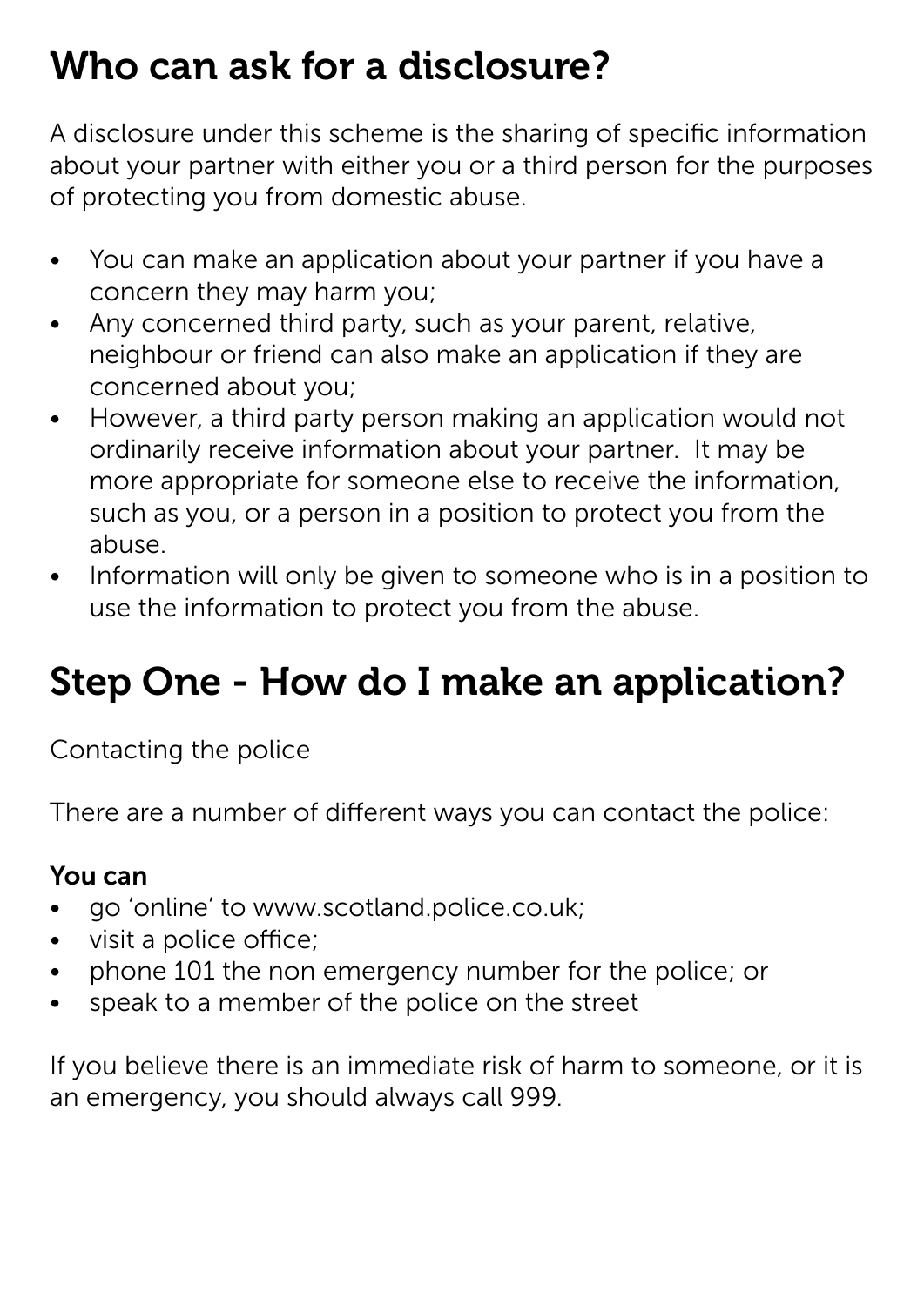## Who can ask for a disclosure?

A disclosure under this scheme is the sharing of specific information about your partner with either you or a third person for the purposes of protecting you from domestic abuse.

- You can make an application about your partner if you have a concern they may harm you;
- Any concerned third party, such as your parent, relative, neighbour or friend can also make an application if they are concerned about you;
- However, a third party person making an application would not ordinarily receive information about your partner.  It may be more appropriate for someone else to receive the information, such as you, or a person in a position to protect you from the abuse.
- Information will only be given to someone who is in a position to use the information to protect you from the abuse.

## Step One - How do I make an application?

Contacting the police

There are a number of different ways you can contact the police:

**You can**

- go ‘online’ to www.scotland.police.co.uk;
- visit a police office;
- phone 101 the non emergency number for the police; or
- speak to a member of the police on the street

If you believe there is an immediate risk of harm to someone, or it is an emergency, you should always call 999.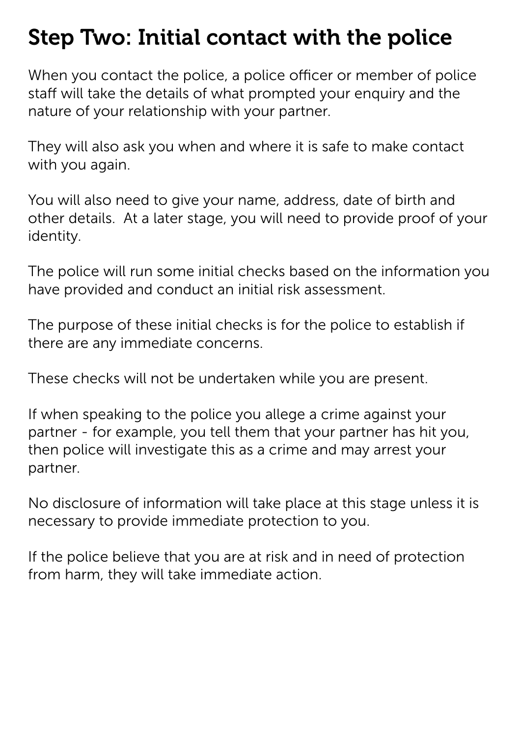## Step Two: Initial contact with the police

When you contact the police, a police officer or member of police staff will take the details of what prompted your enquiry and the nature of your relationship with your partner.

They will also ask you when and where it is safe to make contact with you again.

You will also need to give your name, address, date of birth and other details. At a later stage, you will need to provide proof of your identity.

The police will run some initial checks based on the information you have provided and conduct an initial risk assessment.

The purpose of these initial checks is for the police to establish if there are any immediate concerns.

These checks will not be undertaken while you are present.

If when speaking to the police you allege a crime against your partner - for example, you tell them that your partner has hit you, then police will investigate this as a crime and may arrest your partner.

No disclosure of information will take place at this stage unless it is necessary to provide immediate protection to you.

If the police believe that you are at risk and in need of protection from harm, they will take immediate action.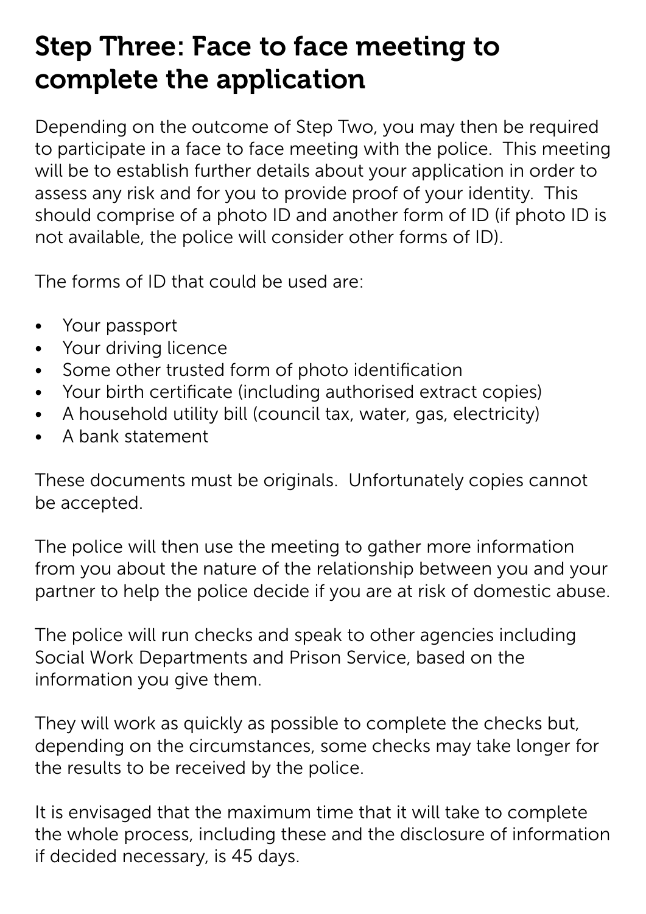## Step Three: Face to face meeting to complete the application

Depending on the outcome of Step Two, you may then be required to participate in a face to face meeting with the police. This meeting will be to establish further details about your application in order to assess any risk and for you to provide proof of your identity. This should comprise of a photo ID and another form of ID (if photo ID is not available, the police will consider other forms of ID).

The forms of ID that could be used are:

- Your passport
- Your driving licence
- Some other trusted form of photo identification
- Your birth certificate (including authorised extract copies)
- A household utility bill (council tax, water, gas, electricity)
- A bank statement

These documents must be originals. Unfortunately copies cannot be accepted.

The police will then use the meeting to gather more information from you about the nature of the relationship between you and your partner to help the police decide if you are at risk of domestic abuse.

The police will run checks and speak to other agencies including Social Work Departments and Prison Service, based on the information you give them.

They will work as quickly as possible to complete the checks but, depending on the circumstances, some checks may take longer for the results to be received by the police.

It is envisaged that the maximum time that it will take to complete the whole process, including these and the disclosure of information if decided necessary, is 45 days.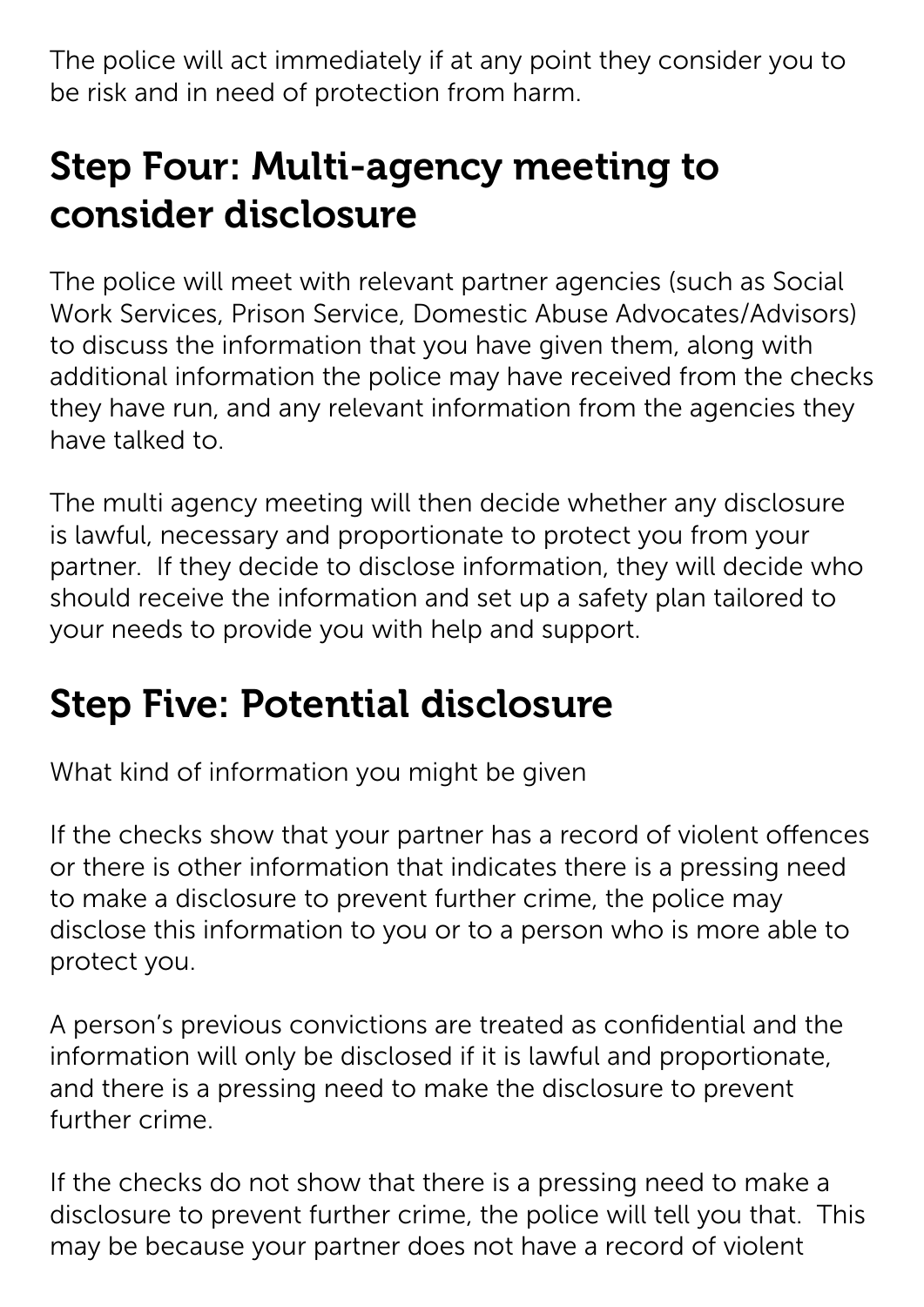The police will act immediately if at any point they consider you to be risk and in need of protection from harm.

## Step Four: Multi-agency meeting to consider disclosure

The police will meet with relevant partner agencies (such as Social Work Services, Prison Service, Domestic Abuse Advocates/Advisors) to discuss the information that you have given them, along with additional information the police may have received from the checks they have run, and any relevant information from the agencies they have talked to.

The multi agency meeting will then decide whether any disclosure is lawful, necessary and proportionate to protect you from your partner. If they decide to disclose information, they will decide who should receive the information and set up a safety plan tailored to your needs to provide you with help and support.

## Step Five: Potential disclosure

What kind of information you might be given

If the checks show that your partner has a record of violent offences or there is other information that indicates there is a pressing need to make a disclosure to prevent further crime, the police may disclose this information to you or to a person who is more able to protect you.

A person's previous convictions are treated as confidential and the information will only be disclosed if it is lawful and proportionate, and there is a pressing need to make the disclosure to prevent further crime.

If the checks do not show that there is a pressing need to make a disclosure to prevent further crime, the police will tell you that. This may be because your partner does not have a record of violent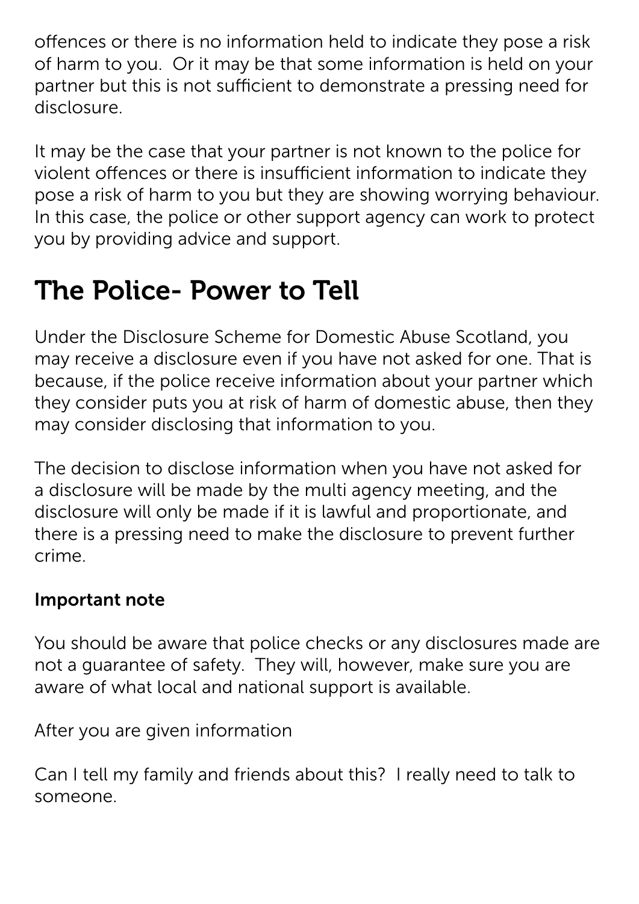offences or there is no information held to indicate they pose a risk of harm to you. Or it may be that some information is held on your partner but this is not sufficient to demonstrate a pressing need for disclosure.

It may be the case that your partner is not known to the police for violent offences or there is insufficient information to indicate they pose a risk of harm to you but they are showing worrying behaviour. In this case, the police or other support agency can work to protect you by providing advice and support.

## The Police- Power to Tell

Under the Disclosure Scheme for Domestic Abuse Scotland, you may receive a disclosure even if you have not asked for one. That is because, if the police receive information about your partner which they consider puts you at risk of harm of domestic abuse, then they may consider disclosing that information to you.

The decision to disclose information when you have not asked for a disclosure will be made by the multi agency meeting, and the disclosure will only be made if it is lawful and proportionate, and there is a pressing need to make the disclosure to prevent further crime.

**Important note**

You should be aware that police checks or any disclosures made are not a guarantee of safety. They will, however, make sure you are aware of what local and national support is available.

After you are given information

Can I tell my family and friends about this? I really need to talk to someone.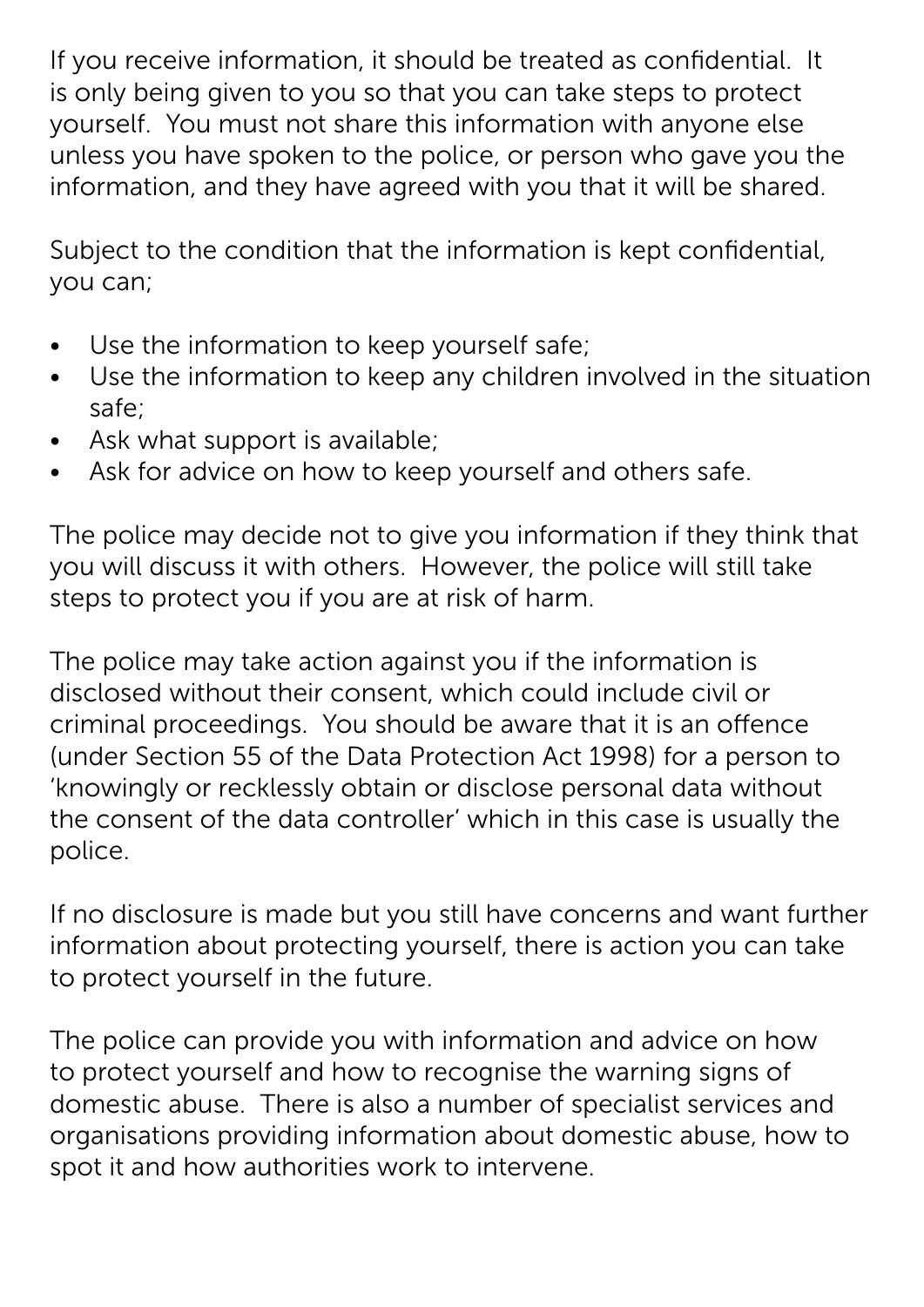If you receive information, it should be treated as confidential. It is only being given to you so that you can take steps to protect yourself. You must not share this information with anyone else unless you have spoken to the police, or person who gave you the information, and they have agreed with you that it will be shared.

Subject to the condition that the information is kept confidential, you can;

- Use the information to keep yourself safe;
- Use the information to keep any children involved in the situation safe;
- Ask what support is available;
- Ask for advice on how to keep yourself and others safe.

The police may decide not to give you information if they think that you will discuss it with others. However, the police will still take steps to protect you if you are at risk of harm.

The police may take action against you if the information is disclosed without their consent, which could include civil or criminal proceedings. You should be aware that it is an offence (under Section 55 of the Data Protection Act 1998) for a person to 'knowingly or recklessly obtain or disclose personal data without the consent of the data controller' which in this case is usually the police.

If no disclosure is made but you still have concerns and want further information about protecting yourself, there is action you can take to protect yourself in the future.

The police can provide you with information and advice on how to protect yourself and how to recognise the warning signs of domestic abuse. There is also a number of specialist services and organisations providing information about domestic abuse, how to spot it and how authorities work to intervene.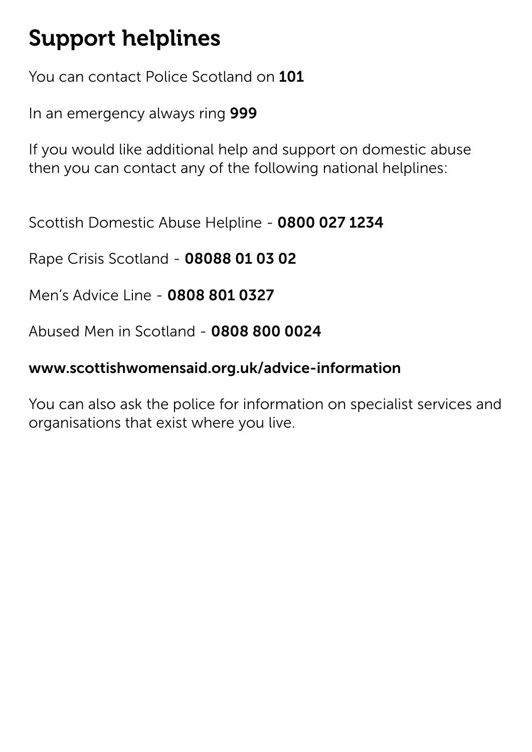# Support helplines

You can contact Police Scotland on **101**

In an emergency always ring **999**

If you would like additional help and support on domestic abuse then you can contact any of the following national helplines:

Scottish Domestic Abuse Helpline - **0800 027 1234**

Rape Crisis Scotland - **08088 01 03 02**

Men's Advice Line - **0808 801 0327**

Abused Men in Scotland - **0808 800 0024**

**www.scottishwomensaid.org.uk/advice-information**

You can also ask the police for information on specialist services and organisations that exist where you live.